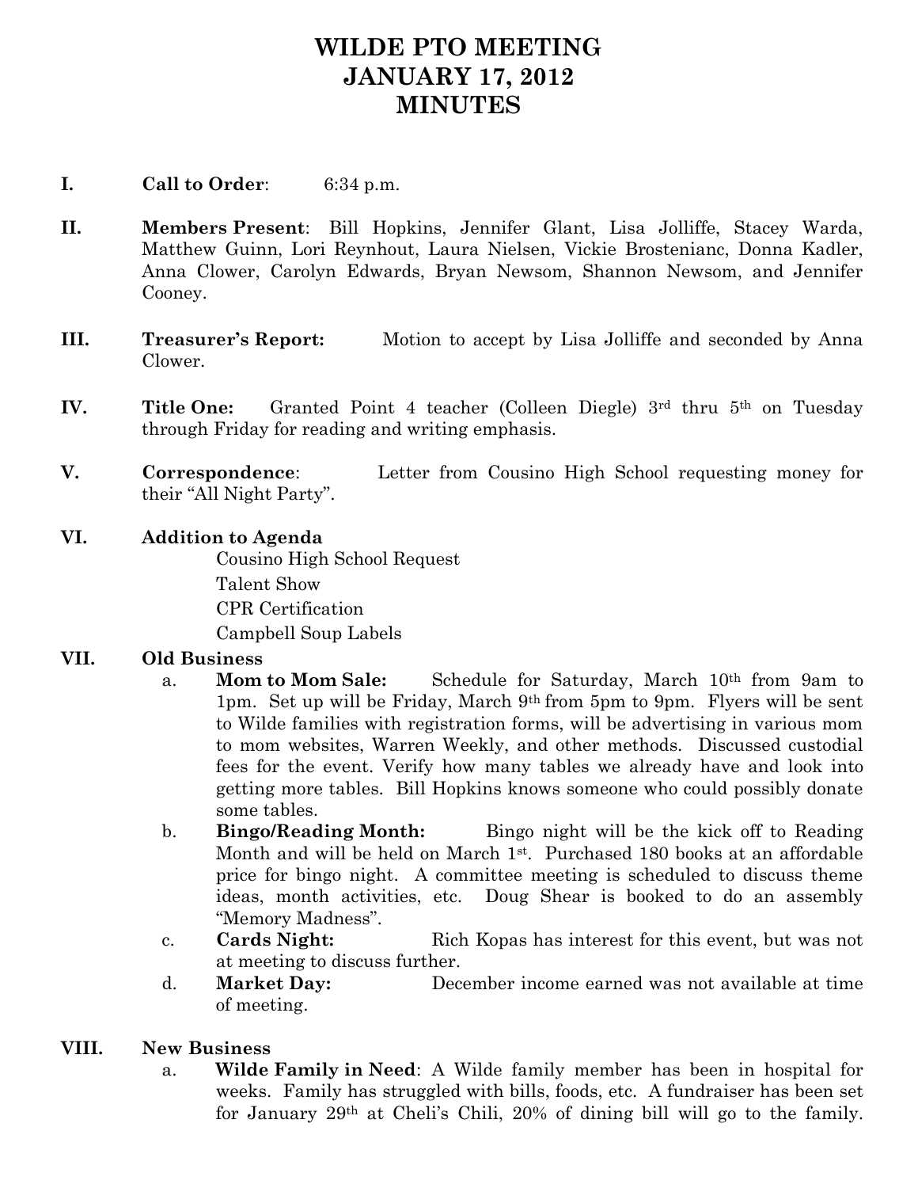# WILDE PTO MEETING
# JANUARY 17, 2012
# MINUTES

**I. Call to Order**: 6:34 p.m.

**II. Members Present**: Bill Hopkins, Jennifer Glant, Lisa Jolliffe, Stacey Warda, Matthew Guinn, Lori Reynhout, Laura Nielsen, Vickie Brostenianc, Donna Kadler, Anna Clower, Carolyn Edwards, Bryan Newsom, Shannon Newsom, and Jennifer Cooney.

**III. Treasurer's Report:** Motion to accept by Lisa Jolliffe and seconded by Anna Clower.

**IV. Title One:** Granted Point 4 teacher (Colleen Diegle) 3rd thru 5th on Tuesday through Friday for reading and writing emphasis.

**V. Correspondence**: Letter from Cousino High School requesting money for their "All Night Party".

**VI. Addition to Agenda**

Cousino High School Request

Talent Show

CPR Certification

Campbell Soup Labels

**VII. Old Business**

a. **Mom to Mom Sale:** Schedule for Saturday, March 10th from 9am to 1pm. Set up will be Friday, March 9th from 5pm to 9pm. Flyers will be sent to Wilde families with registration forms, will be advertising in various mom to mom websites, Warren Weekly, and other methods. Discussed custodial fees for the event. Verify how many tables we already have and look into getting more tables. Bill Hopkins knows someone who could possibly donate some tables.

b. **Bingo/Reading Month:** Bingo night will be the kick off to Reading Month and will be held on March 1st. Purchased 180 books at an affordable price for bingo night. A committee meeting is scheduled to discuss theme ideas, month activities, etc. Doug Shear is booked to do an assembly "Memory Madness".

c. **Cards Night:** Rich Kopas has interest for this event, but was not at meeting to discuss further.

d. **Market Day:** December income earned was not available at time of meeting.

**VIII. New Business**

a. **Wilde Family in Need**: A Wilde family member has been in hospital for weeks. Family has struggled with bills, foods, etc. A fundraiser has been set for January 29th at Cheli's Chili, 20% of dining bill will go to the family.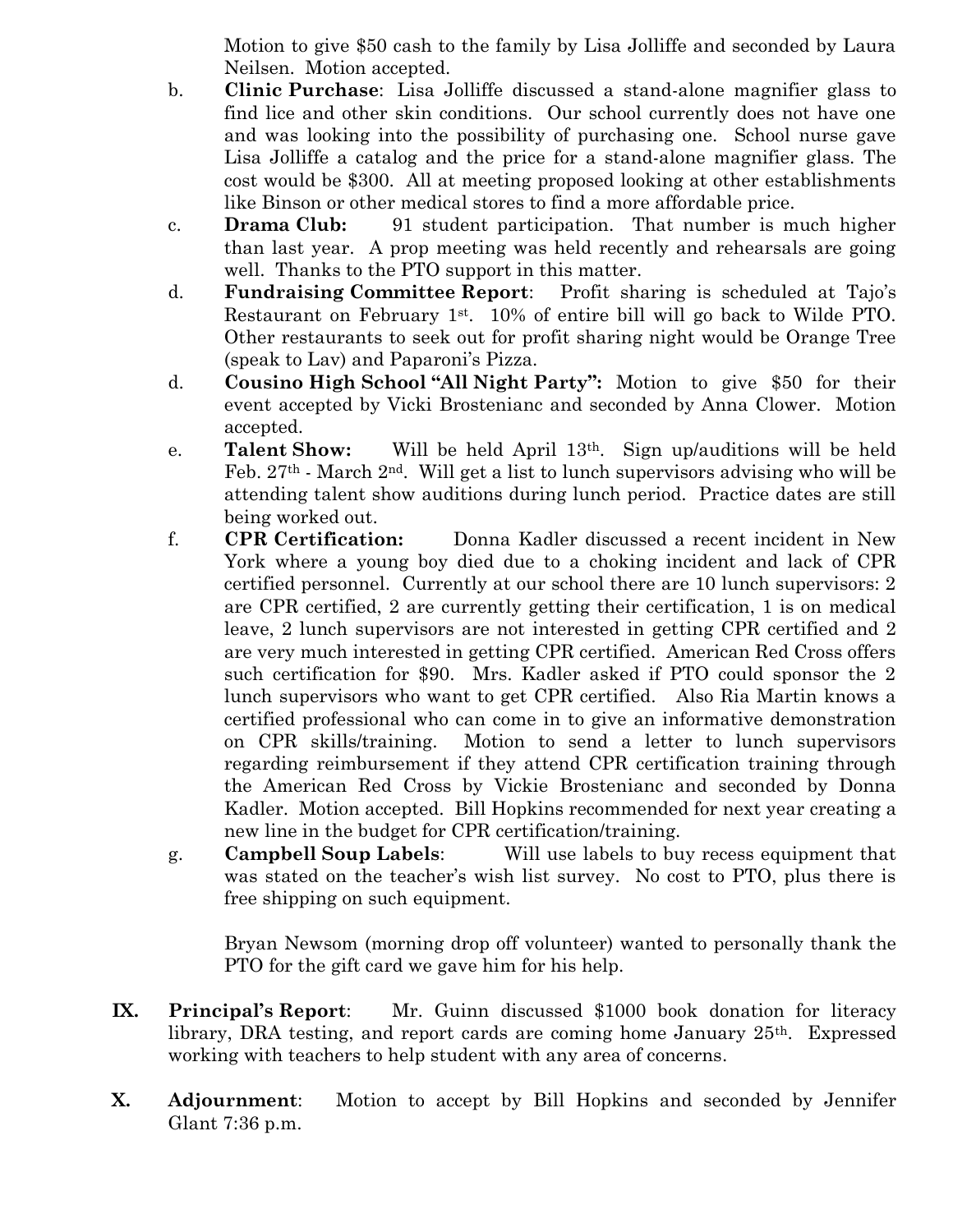Motion to give $50 cash to the family by Lisa Jolliffe and seconded by Laura Neilsen. Motion accepted.

b. **Clinic Purchase**: Lisa Jolliffe discussed a stand-alone magnifier glass to find lice and other skin conditions. Our school currently does not have one and was looking into the possibility of purchasing one. School nurse gave Lisa Jolliffe a catalog and the price for a stand-alone magnifier glass. The cost would be $300. All at meeting proposed looking at other establishments like Binson or other medical stores to find a more affordable price.

c. **Drama Club:** 91 student participation. That number is much higher than last year. A prop meeting was held recently and rehearsals are going well. Thanks to the PTO support in this matter.

d. **Fundraising Committee Report**: Profit sharing is scheduled at Tajo's Restaurant on February 1st. 10% of entire bill will go back to Wilde PTO. Other restaurants to seek out for profit sharing night would be Orange Tree (speak to Lav) and Paparoni's Pizza.

d. **Cousino High School "All Night Party":** Motion to give $50 for their event accepted by Vicki Brostenianc and seconded by Anna Clower. Motion accepted.

e. **Talent Show:** Will be held April 13th. Sign up/auditions will be held Feb. 27th - March 2nd. Will get a list to lunch supervisors advising who will be attending talent show auditions during lunch period. Practice dates are still being worked out.

f. **CPR Certification:** Donna Kadler discussed a recent incident in New York where a young boy died due to a choking incident and lack of CPR certified personnel. Currently at our school there are 10 lunch supervisors: 2 are CPR certified, 2 are currently getting their certification, 1 is on medical leave, 2 lunch supervisors are not interested in getting CPR certified and 2 are very much interested in getting CPR certified. American Red Cross offers such certification for $90. Mrs. Kadler asked if PTO could sponsor the 2 lunch supervisors who want to get CPR certified. Also Ria Martin knows a certified professional who can come in to give an informative demonstration on CPR skills/training. Motion to send a letter to lunch supervisors regarding reimbursement if they attend CPR certification training through the American Red Cross by Vickie Brostenianc and seconded by Donna Kadler. Motion accepted. Bill Hopkins recommended for next year creating a new line in the budget for CPR certification/training.

g. **Campbell Soup Labels**: Will use labels to buy recess equipment that was stated on the teacher's wish list survey. No cost to PTO, plus there is free shipping on such equipment.

Bryan Newsom (morning drop off volunteer) wanted to personally thank the PTO for the gift card we gave him for his help.

**IX. Principal's Report**: Mr. Guinn discussed $1000 book donation for literacy library, DRA testing, and report cards are coming home January 25th. Expressed working with teachers to help student with any area of concerns.

**X. Adjournment**: Motion to accept by Bill Hopkins and seconded by Jennifer Glant 7:36 p.m.